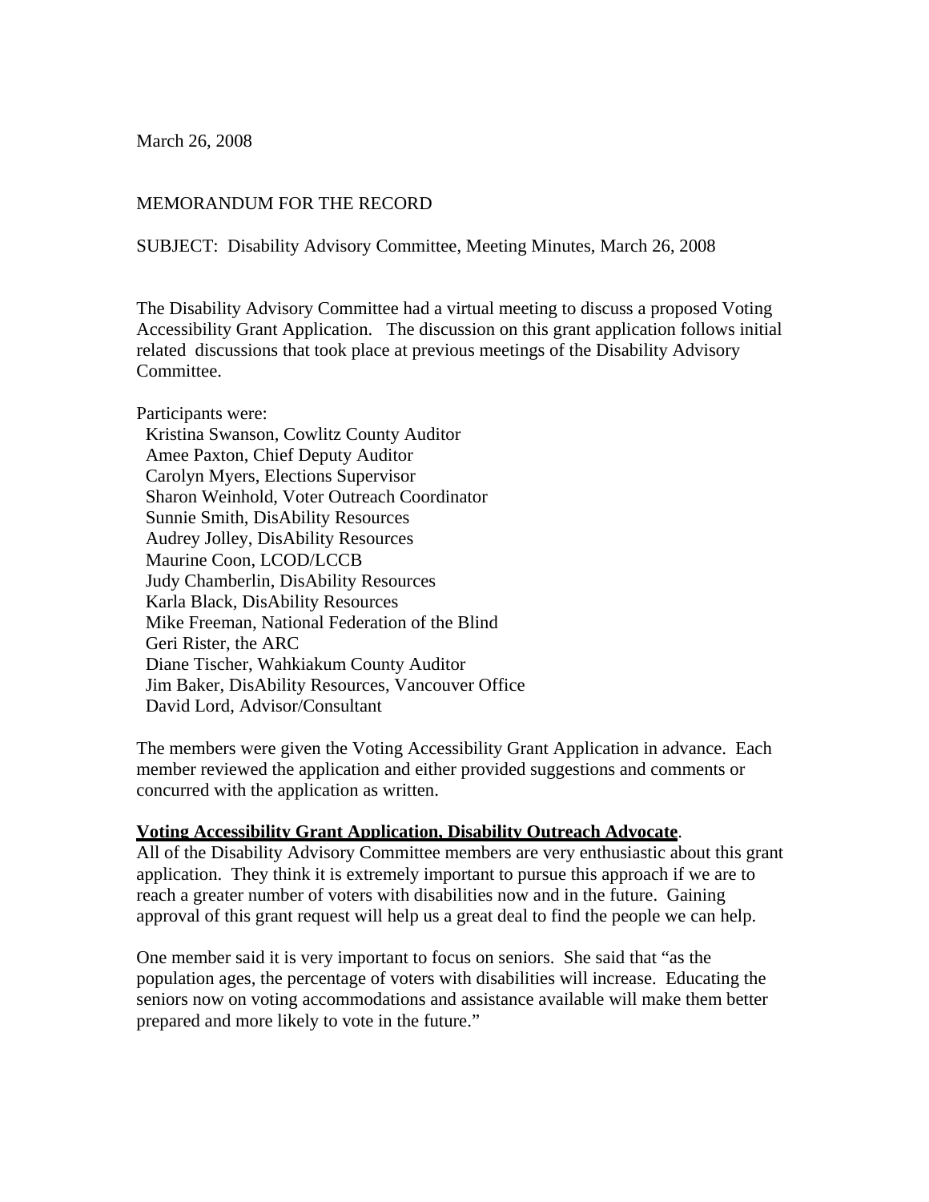March 26, 2008

MEMORANDUM FOR THE RECORD

SUBJECT: Disability Advisory Committee, Meeting Minutes, March 26, 2008

The Disability Advisory Committee had a virtual meeting to discuss a proposed Voting Accessibility Grant Application. The discussion on this grant application follows initial related discussions that took place at previous meetings of the Disability Advisory Committee.

Participants were:

- Kristina Swanson, Cowlitz County Auditor
- Amee Paxton, Chief Deputy Auditor
- Carolyn Myers, Elections Supervisor
- Sharon Weinhold, Voter Outreach Coordinator
- Sunnie Smith, DisAbility Resources
- Audrey Jolley, DisAbility Resources
- Maurine Coon, LCOD/LCCB
- Judy Chamberlin, DisAbility Resources
- Karla Black, DisAbility Resources
- Mike Freeman, National Federation of the Blind
- Geri Rister, the ARC
- Diane Tischer, Wahkiakum County Auditor
- Jim Baker, DisAbility Resources, Vancouver Office
- David Lord, Advisor/Consultant

The members were given the Voting Accessibility Grant Application in advance. Each member reviewed the application and either provided suggestions and comments or concurred with the application as written.

**Voting Accessibility Grant Application, Disability Outreach Advocate**.
All of the Disability Advisory Committee members are very enthusiastic about this grant application. They think it is extremely important to pursue this approach if we are to reach a greater number of voters with disabilities now and in the future. Gaining approval of this grant request will help us a great deal to find the people we can help.

One member said it is very important to focus on seniors. She said that "as the population ages, the percentage of voters with disabilities will increase. Educating the seniors now on voting accommodations and assistance available will make them better prepared and more likely to vote in the future."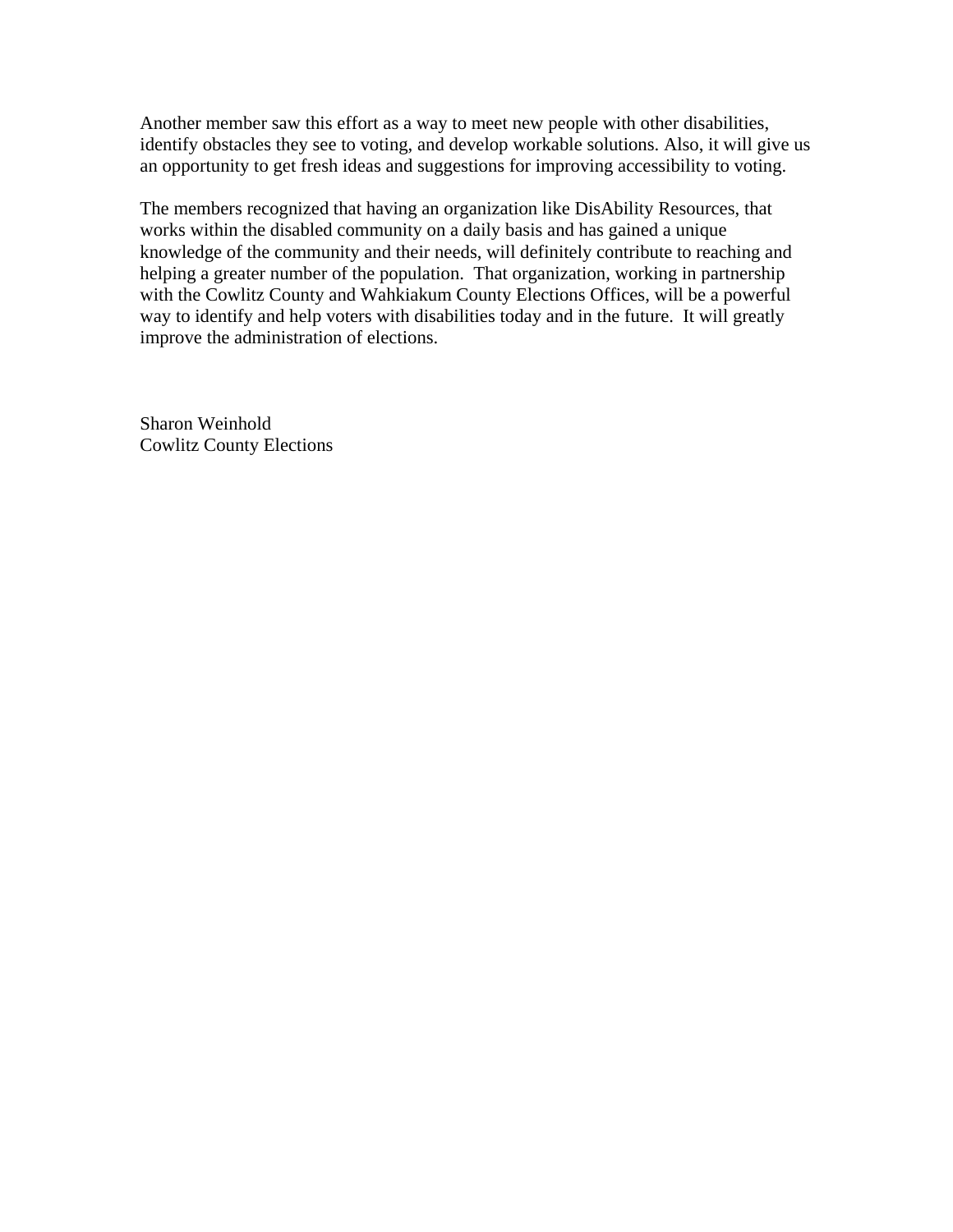Another member saw this effort as a way to meet new people with other disabilities, identify obstacles they see to voting, and develop workable solutions. Also, it will give us an opportunity to get fresh ideas and suggestions for improving accessibility to voting.

The members recognized that having an organization like DisAbility Resources, that works within the disabled community on a daily basis and has gained a unique knowledge of the community and their needs, will definitely contribute to reaching and helping a greater number of the population. That organization, working in partnership with the Cowlitz County and Wahkiakum County Elections Offices, will be a powerful way to identify and help voters with disabilities today and in the future. It will greatly improve the administration of elections.

Sharon Weinhold
Cowlitz County Elections